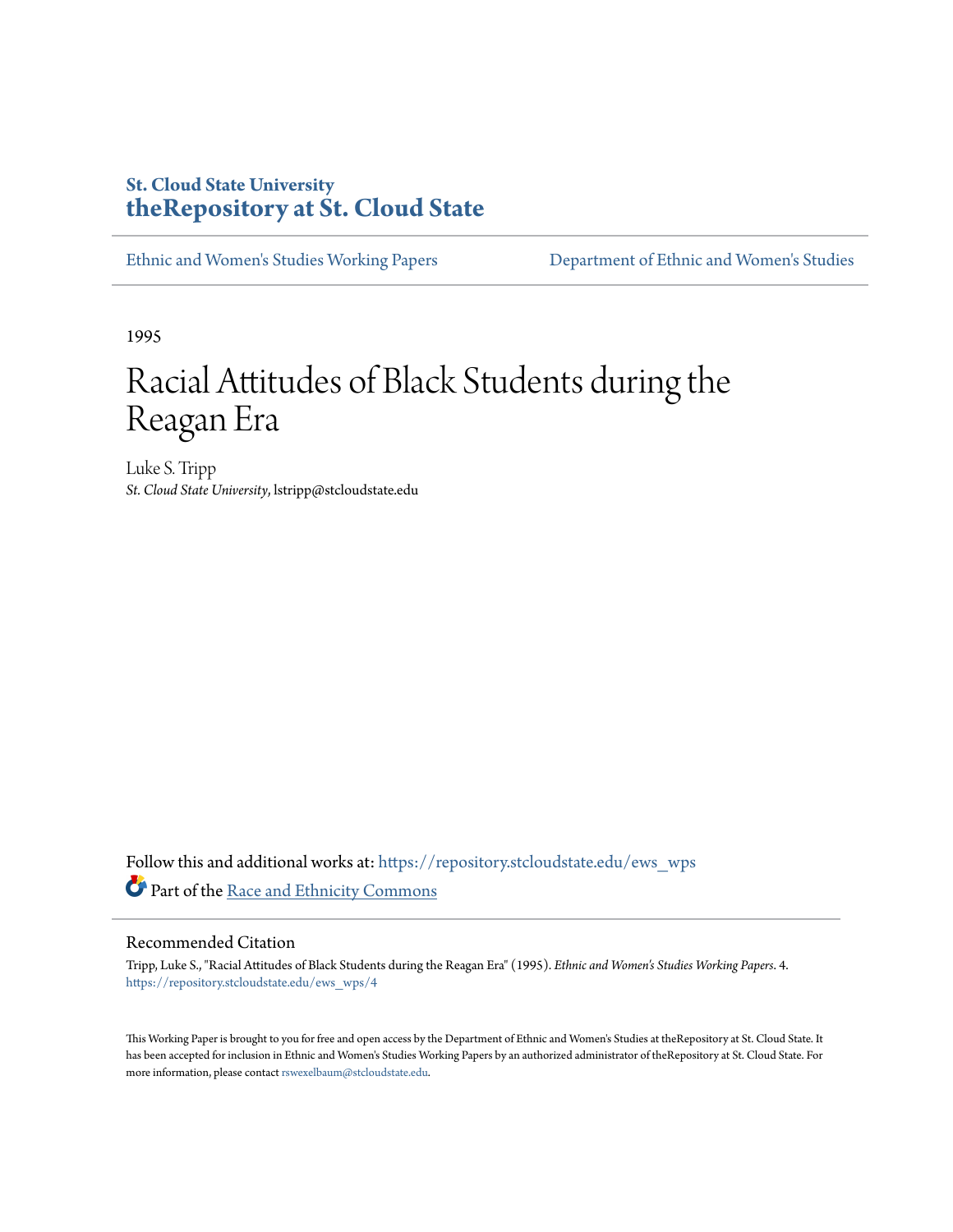St. Cloud State University

**theRepository at St. Cloud State**

Ethnic and Women's Studies Working Papers | Department of Ethnic and Women's Studies

1995

# Racial Attitudes of Black Students during the Reagan Era

Luke S. Tripp

*St. Cloud State University*, lstripp@stcloudstate.edu

Follow this and additional works at: https://repository.stcloudstate.edu/ews_wps

Part of the Race and Ethnicity Commons

## Recommended Citation

Tripp, Luke S., "Racial Attitudes of Black Students during the Reagan Era" (1995). *Ethnic and Women's Studies Working Papers*. 4.
https://repository.stcloudstate.edu/ews_wps/4

This Working Paper is brought to you for free and open access by the Department of Ethnic and Women's Studies at theRepository at St. Cloud State. It has been accepted for inclusion in Ethnic and Women's Studies Working Papers by an authorized administrator of theRepository at St. Cloud State. For more information, please contact rswexelbaum@stcloudstate.edu.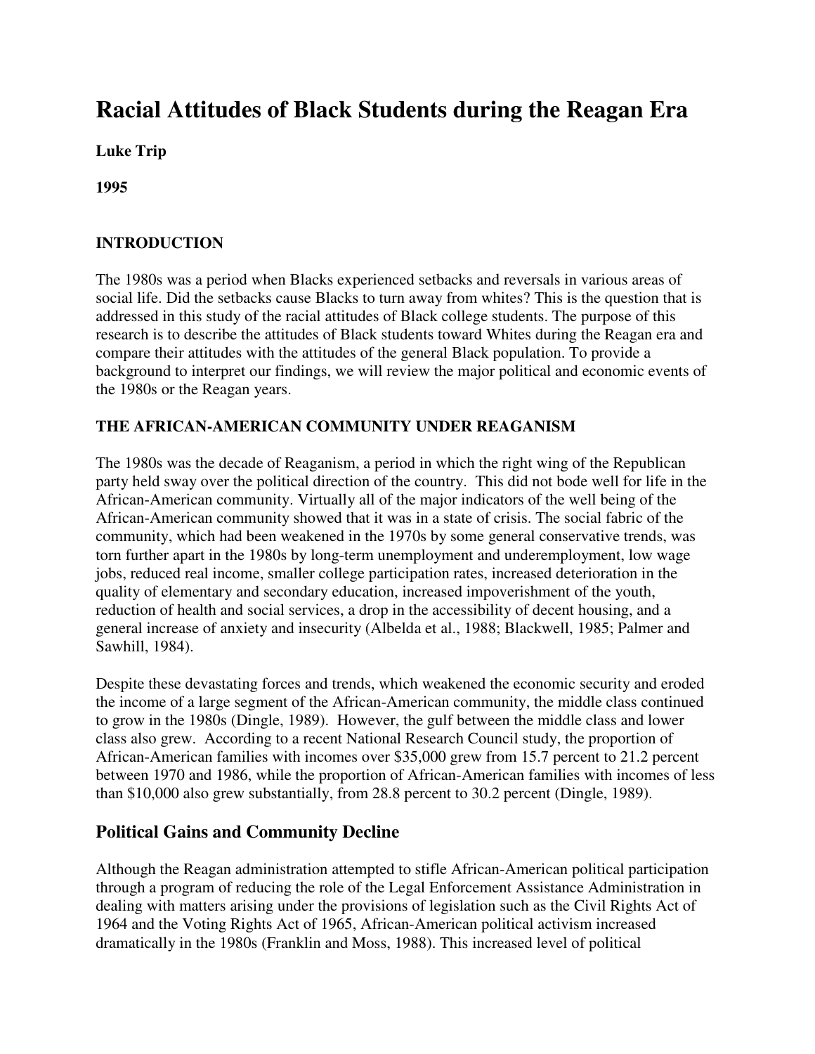# Racial Attitudes of Black Students during the Reagan Era

**Luke Trip**

**1995**

### INTRODUCTION

The 1980s was a period when Blacks experienced setbacks and reversals in various areas of social life. Did the setbacks cause Blacks to turn away from whites? This is the question that is addressed in this study of the racial attitudes of Black college students. The purpose of this research is to describe the attitudes of Black students toward Whites during the Reagan era and compare their attitudes with the attitudes of the general Black population. To provide a background to interpret our findings, we will review the major political and economic events of the 1980s or the Reagan years.

### THE AFRICAN-AMERICAN COMMUNITY UNDER REAGANISM

The 1980s was the decade of Reaganism, a period in which the right wing of the Republican party held sway over the political direction of the country. This did not bode well for life in the African-American community. Virtually all of the major indicators of the well being of the African-American community showed that it was in a state of crisis. The social fabric of the community, which had been weakened in the 1970s by some general conservative trends, was torn further apart in the 1980s by long-term unemployment and underemployment, low wage jobs, reduced real income, smaller college participation rates, increased deterioration in the quality of elementary and secondary education, increased impoverishment of the youth, reduction of health and social services, a drop in the accessibility of decent housing, and a general increase of anxiety and insecurity (Albelda et al., 1988; Blackwell, 1985; Palmer and Sawhill, 1984).

Despite these devastating forces and trends, which weakened the economic security and eroded the income of a large segment of the African-American community, the middle class continued to grow in the 1980s (Dingle, 1989). However, the gulf between the middle class and lower class also grew. According to a recent National Research Council study, the proportion of African-American families with incomes over $35,000 grew from 15.7 percent to 21.2 percent between 1970 and 1986, while the proportion of African-American families with incomes of less than $10,000 also grew substantially, from 28.8 percent to 30.2 percent (Dingle, 1989).

## Political Gains and Community Decline

Although the Reagan administration attempted to stifle African-American political participation through a program of reducing the role of the Legal Enforcement Assistance Administration in dealing with matters arising under the provisions of legislation such as the Civil Rights Act of 1964 and the Voting Rights Act of 1965, African-American political activism increased dramatically in the 1980s (Franklin and Moss, 1988). This increased level of political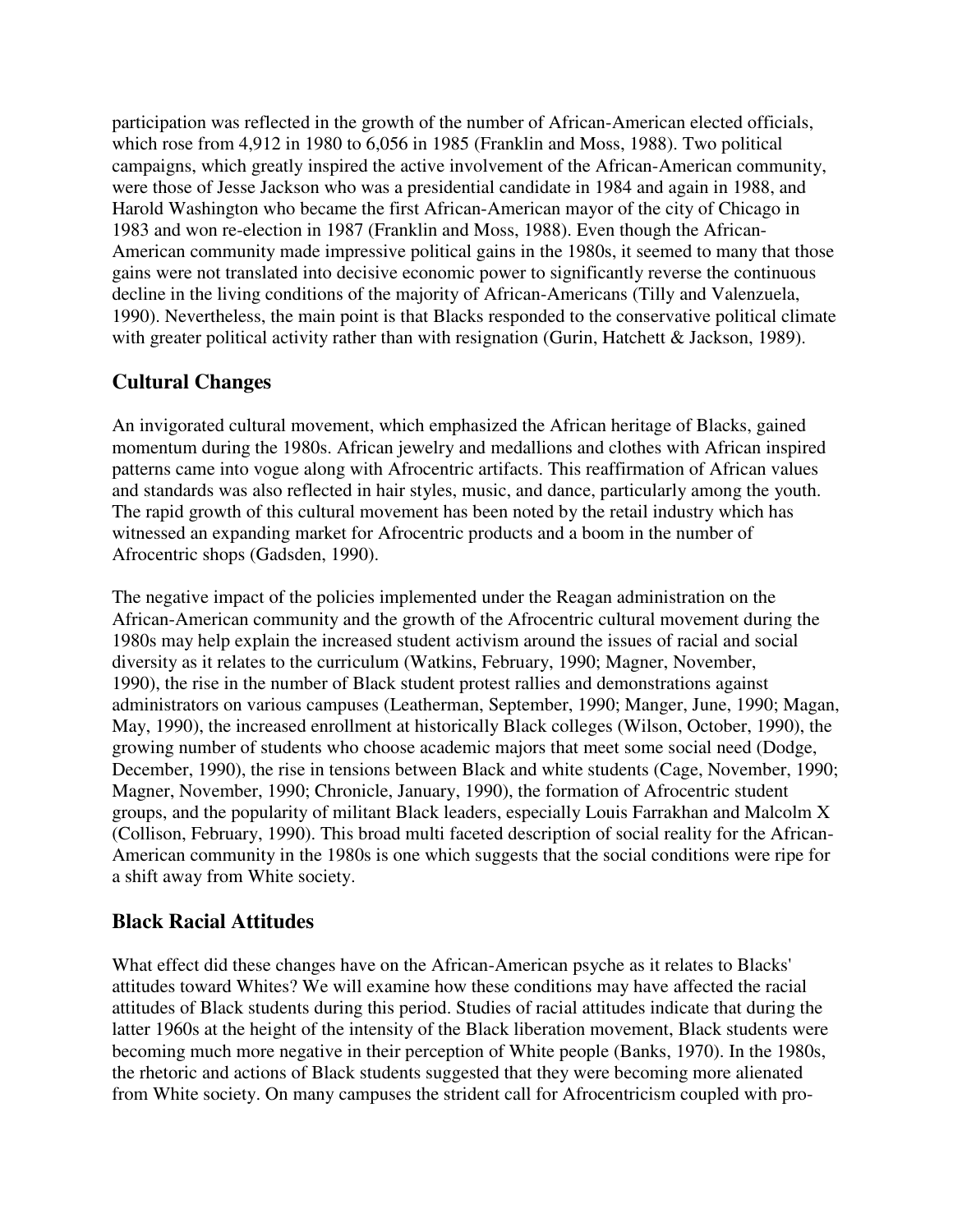participation was reflected in the growth of the number of African-American elected officials, which rose from 4,912 in 1980 to 6,056 in 1985 (Franklin and Moss, 1988). Two political campaigns, which greatly inspired the active involvement of the African-American community, were those of Jesse Jackson who was a presidential candidate in 1984 and again in 1988, and Harold Washington who became the first African-American mayor of the city of Chicago in 1983 and won re-election in 1987 (Franklin and Moss, 1988). Even though the African-American community made impressive political gains in the 1980s, it seemed to many that those gains were not translated into decisive economic power to significantly reverse the continuous decline in the living conditions of the majority of African-Americans (Tilly and Valenzuela, 1990). Nevertheless, the main point is that Blacks responded to the conservative political climate with greater political activity rather than with resignation (Gurin, Hatchett & Jackson, 1989).

## Cultural Changes

An invigorated cultural movement, which emphasized the African heritage of Blacks, gained momentum during the 1980s. African jewelry and medallions and clothes with African inspired patterns came into vogue along with Afrocentric artifacts. This reaffirmation of African values and standards was also reflected in hair styles, music, and dance, particularly among the youth. The rapid growth of this cultural movement has been noted by the retail industry which has witnessed an expanding market for Afrocentric products and a boom in the number of Afrocentric shops (Gadsden, 1990).

The negative impact of the policies implemented under the Reagan administration on the African-American community and the growth of the Afrocentric cultural movement during the 1980s may help explain the increased student activism around the issues of racial and social diversity as it relates to the curriculum (Watkins, February, 1990; Magner, November, 1990), the rise in the number of Black student protest rallies and demonstrations against administrators on various campuses (Leatherman, September, 1990; Manger, June, 1990; Magan, May, 1990), the increased enrollment at historically Black colleges (Wilson, October, 1990), the growing number of students who choose academic majors that meet some social need (Dodge, December, 1990), the rise in tensions between Black and white students (Cage, November, 1990; Magner, November, 1990; Chronicle, January, 1990), the formation of Afrocentric student groups, and the popularity of militant Black leaders, especially Louis Farrakhan and Malcolm X (Collison, February, 1990). This broad multi faceted description of social reality for the African-American community in the 1980s is one which suggests that the social conditions were ripe for a shift away from White society.

## Black Racial Attitudes

What effect did these changes have on the African-American psyche as it relates to Blacks' attitudes toward Whites? We will examine how these conditions may have affected the racial attitudes of Black students during this period. Studies of racial attitudes indicate that during the latter 1960s at the height of the intensity of the Black liberation movement, Black students were becoming much more negative in their perception of White people (Banks, 1970). In the 1980s, the rhetoric and actions of Black students suggested that they were becoming more alienated from White society. On many campuses the strident call for Afrocentricism coupled with pro-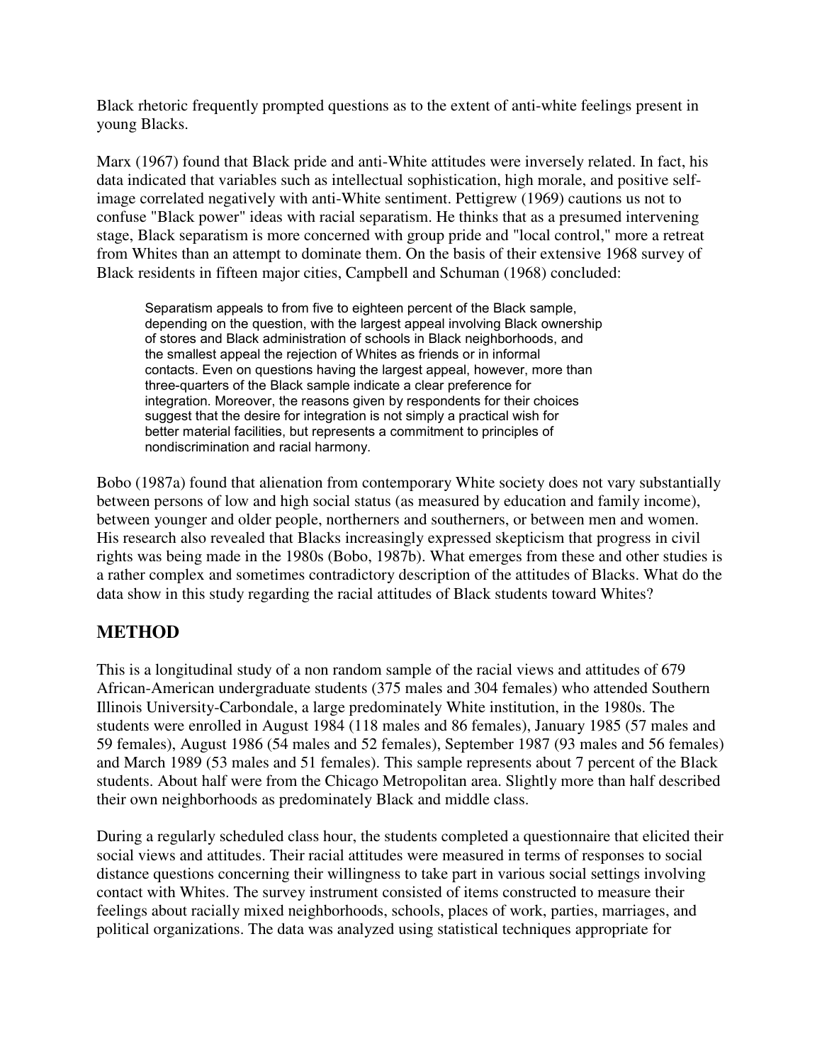Black rhetoric frequently prompted questions as to the extent of anti-white feelings present in young Blacks.

Marx (1967) found that Black pride and anti-White attitudes were inversely related. In fact, his data indicated that variables such as intellectual sophistication, high morale, and positive self-image correlated negatively with anti-White sentiment. Pettigrew (1969) cautions us not to confuse "Black power" ideas with racial separatism. He thinks that as a presumed intervening stage, Black separatism is more concerned with group pride and "local control," more a retreat from Whites than an attempt to dominate them. On the basis of their extensive 1968 survey of Black residents in fifteen major cities, Campbell and Schuman (1968) concluded:

> Separatism appeals to from five to eighteen percent of the Black sample, depending on the question, with the largest appeal involving Black ownership of stores and Black administration of schools in Black neighborhoods, and the smallest appeal the rejection of Whites as friends or in informal contacts. Even on questions having the largest appeal, however, more than three-quarters of the Black sample indicate a clear preference for integration. Moreover, the reasons given by respondents for their choices suggest that the desire for integration is not simply a practical wish for better material facilities, but represents a commitment to principles of nondiscrimination and racial harmony.

Bobo (1987a) found that alienation from contemporary White society does not vary substantially between persons of low and high social status (as measured by education and family income), between younger and older people, northerners and southerners, or between men and women. His research also revealed that Blacks increasingly expressed skepticism that progress in civil rights was being made in the 1980s (Bobo, 1987b). What emerges from these and other studies is a rather complex and sometimes contradictory description of the attitudes of Blacks. What do the data show in this study regarding the racial attitudes of Black students toward Whites?

## METHOD

This is a longitudinal study of a non random sample of the racial views and attitudes of 679 African-American undergraduate students (375 males and 304 females) who attended Southern Illinois University-Carbondale, a large predominately White institution, in the 1980s. The students were enrolled in August 1984 (118 males and 86 females), January 1985 (57 males and 59 females), August 1986 (54 males and 52 females), September 1987 (93 males and 56 females) and March 1989 (53 males and 51 females). This sample represents about 7 percent of the Black students. About half were from the Chicago Metropolitan area. Slightly more than half described their own neighborhoods as predominately Black and middle class.

During a regularly scheduled class hour, the students completed a questionnaire that elicited their social views and attitudes. Their racial attitudes were measured in terms of responses to social distance questions concerning their willingness to take part in various social settings involving contact with Whites. The survey instrument consisted of items constructed to measure their feelings about racially mixed neighborhoods, schools, places of work, parties, marriages, and political organizations. The data was analyzed using statistical techniques appropriate for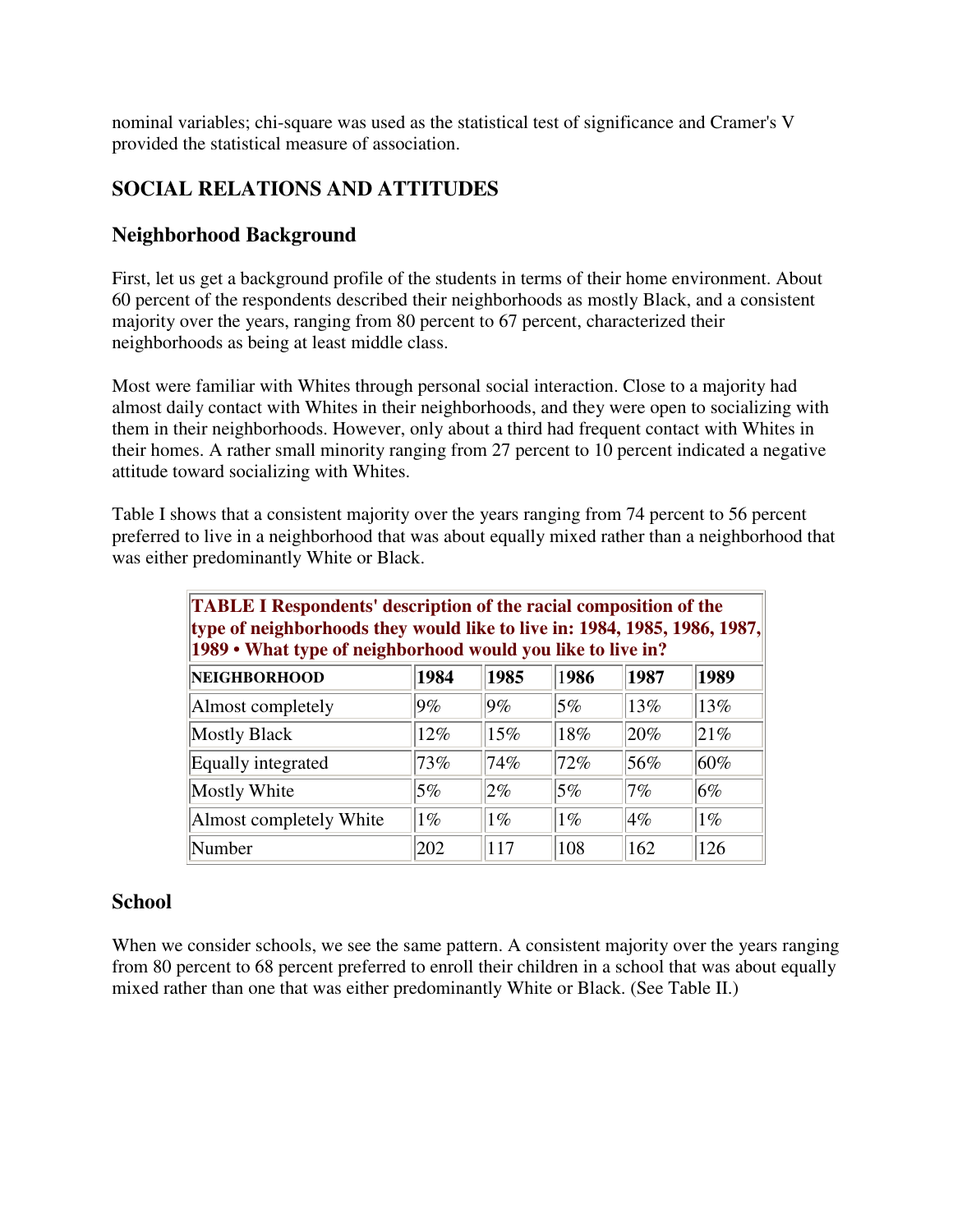nominal variables; chi-square was used as the statistical test of significance and Cramer's V provided the statistical measure of association.

## SOCIAL RELATIONS AND ATTITUDES

### Neighborhood Background

First, let us get a background profile of the students in terms of their home environment. About 60 percent of the respondents described their neighborhoods as mostly Black, and a consistent majority over the years, ranging from 80 percent to 67 percent, characterized their neighborhoods as being at least middle class.

Most were familiar with Whites through personal social interaction. Close to a majority had almost daily contact with Whites in their neighborhoods, and they were open to socializing with them in their neighborhoods. However, only about a third had frequent contact with Whites in their homes. A rather small minority ranging from 27 percent to 10 percent indicated a negative attitude toward socializing with Whites.

Table I shows that a consistent majority over the years ranging from 74 percent to 56 percent preferred to live in a neighborhood that was about equally mixed rather than a neighborhood that was either predominantly White or Black.

**TABLE I Respondents' description of the racial composition of the type of neighborhoods they would like to live in: 1984, 1985, 1986, 1987, 1989 • What type of neighborhood would you like to live in?**

| NEIGHBORHOOD | 1984 | 1985 | 1986 | 1987 | 1989 |
|---|---|---|---|---|---|
| Almost completely | 9% | 9% | 5% | 13% | 13% |
| Mostly Black | 12% | 15% | 18% | 20% | 21% |
| Equally integrated | 73% | 74% | 72% | 56% | 60% |
| Mostly White | 5% | 2% | 5% | 7% | 6% |
| Almost completely White | 1% | 1% | 1% | 4% | 1% |
| Number | 202 | 117 | 108 | 162 | 126 |

### School

When we consider schools, we see the same pattern. A consistent majority over the years ranging from 80 percent to 68 percent preferred to enroll their children in a school that was about equally mixed rather than one that was either predominantly White or Black. (See Table II.)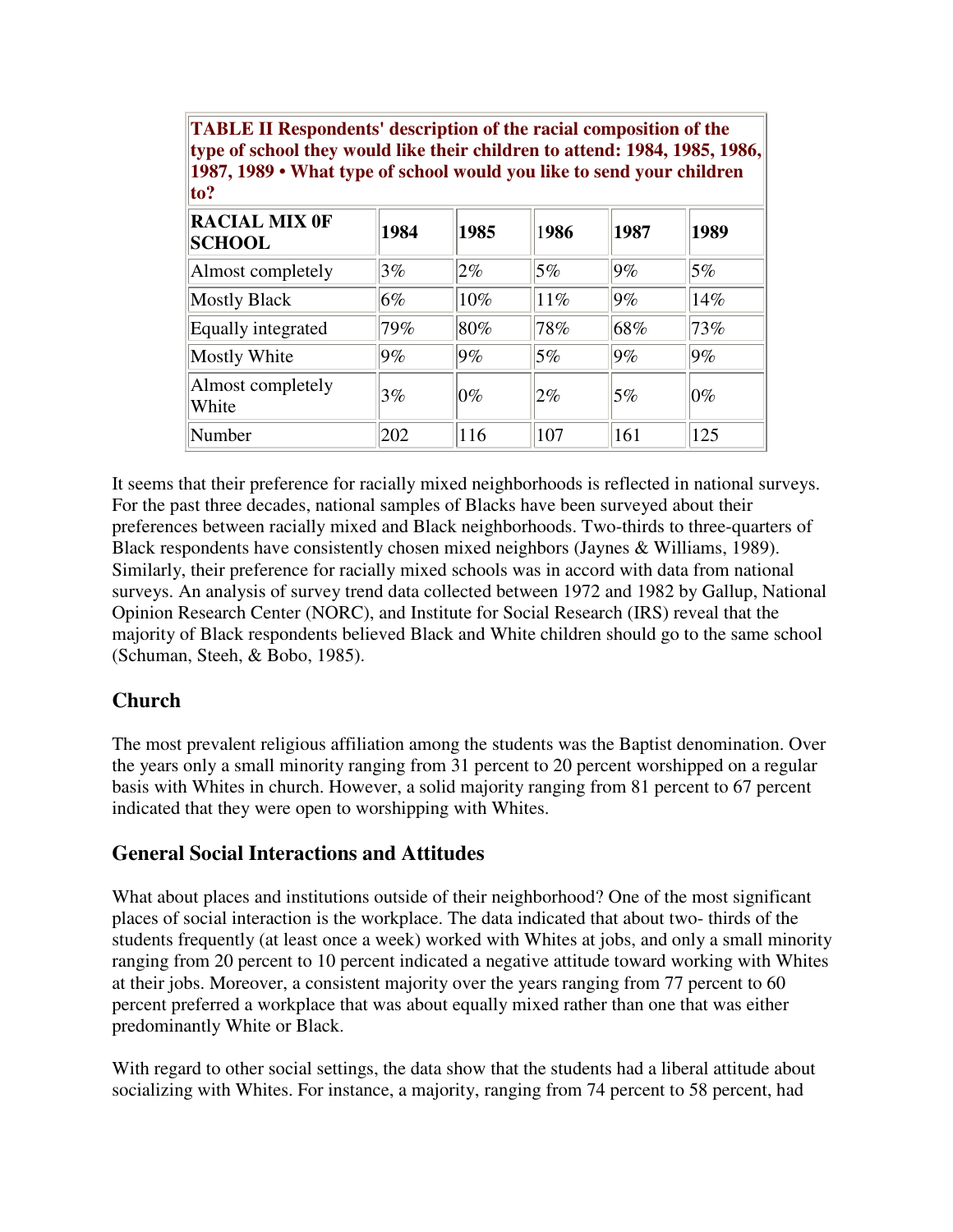| TABLE II Respondents' description of the racial composition of the type of school they would like their children to attend: 1984, 1985, 1986, 1987, 1989 • What type of school would you like to send your children to? | | | | | |
|---|---|---|---|---|---|
| **RACIAL MIX 0F SCHOOL** | **1984** | **1985** | **1986** | **1987** | **1989** |
| Almost completely | 3% | 2% | 5% | 9% | 5% |
| Mostly Black | 6% | 10% | 11% | 9% | 14% |
| Equally integrated | 79% | 80% | 78% | 68% | 73% |
| Mostly White | 9% | 9% | 5% | 9% | 9% |
| Almost completely White | 3% | 0% | 2% | 5% | 0% |
| Number | 202 | 116 | 107 | 161 | 125 |

It seems that their preference for racially mixed neighborhoods is reflected in national surveys. For the past three decades, national samples of Blacks have been surveyed about their preferences between racially mixed and Black neighborhoods. Two-thirds to three-quarters of Black respondents have consistently chosen mixed neighbors (Jaynes & Williams, 1989). Similarly, their preference for racially mixed schools was in accord with data from national surveys. An analysis of survey trend data collected between 1972 and 1982 by Gallup, National Opinion Research Center (NORC), and Institute for Social Research (IRS) reveal that the majority of Black respondents believed Black and White children should go to the same school (Schuman, Steeh, & Bobo, 1985).

## Church

The most prevalent religious affiliation among the students was the Baptist denomination. Over the years only a small minority ranging from 31 percent to 20 percent worshipped on a regular basis with Whites in church. However, a solid majority ranging from 81 percent to 67 percent indicated that they were open to worshipping with Whites.

## General Social Interactions and Attitudes

What about places and institutions outside of their neighborhood? One of the most significant places of social interaction is the workplace. The data indicated that about two- thirds of the students frequently (at least once a week) worked with Whites at jobs, and only a small minority ranging from 20 percent to 10 percent indicated a negative attitude toward working with Whites at their jobs. Moreover, a consistent majority over the years ranging from 77 percent to 60 percent preferred a workplace that was about equally mixed rather than one that was either predominantly White or Black.

With regard to other social settings, the data show that the students had a liberal attitude about socializing with Whites. For instance, a majority, ranging from 74 percent to 58 percent, had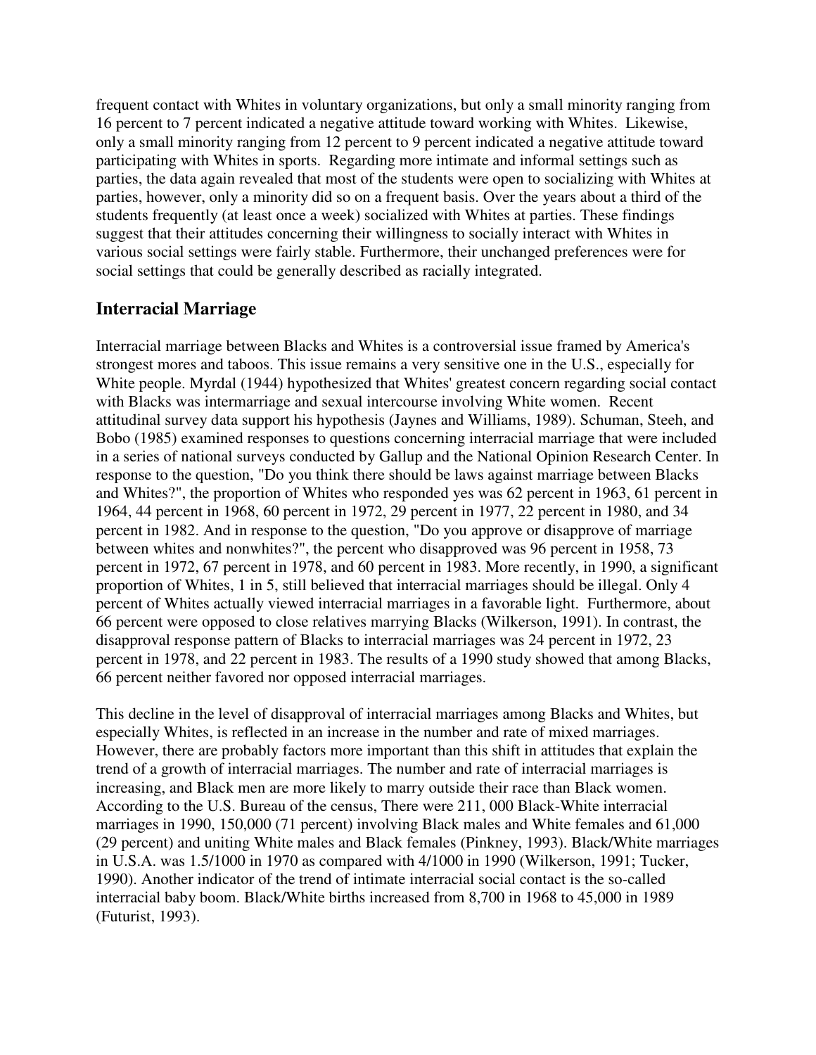frequent contact with Whites in voluntary organizations, but only a small minority ranging from 16 percent to 7 percent indicated a negative attitude toward working with Whites. Likewise, only a small minority ranging from 12 percent to 9 percent indicated a negative attitude toward participating with Whites in sports. Regarding more intimate and informal settings such as parties, the data again revealed that most of the students were open to socializing with Whites at parties, however, only a minority did so on a frequent basis. Over the years about a third of the students frequently (at least once a week) socialized with Whites at parties. These findings suggest that their attitudes concerning their willingness to socially interact with Whites in various social settings were fairly stable. Furthermore, their unchanged preferences were for social settings that could be generally described as racially integrated.

## Interracial Marriage

Interracial marriage between Blacks and Whites is a controversial issue framed by America's strongest mores and taboos. This issue remains a very sensitive one in the U.S., especially for White people. Myrdal (1944) hypothesized that Whites' greatest concern regarding social contact with Blacks was intermarriage and sexual intercourse involving White women. Recent attitudinal survey data support his hypothesis (Jaynes and Williams, 1989). Schuman, Steeh, and Bobo (1985) examined responses to questions concerning interracial marriage that were included in a series of national surveys conducted by Gallup and the National Opinion Research Center. In response to the question, "Do you think there should be laws against marriage between Blacks and Whites?", the proportion of Whites who responded yes was 62 percent in 1963, 61 percent in 1964, 44 percent in 1968, 60 percent in 1972, 29 percent in 1977, 22 percent in 1980, and 34 percent in 1982. And in response to the question, "Do you approve or disapprove of marriage between whites and nonwhites?", the percent who disapproved was 96 percent in 1958, 73 percent in 1972, 67 percent in 1978, and 60 percent in 1983. More recently, in 1990, a significant proportion of Whites, 1 in 5, still believed that interracial marriages should be illegal. Only 4 percent of Whites actually viewed interracial marriages in a favorable light. Furthermore, about 66 percent were opposed to close relatives marrying Blacks (Wilkerson, 1991). In contrast, the disapproval response pattern of Blacks to interracial marriages was 24 percent in 1972, 23 percent in 1978, and 22 percent in 1983. The results of a 1990 study showed that among Blacks, 66 percent neither favored nor opposed interracial marriages.

This decline in the level of disapproval of interracial marriages among Blacks and Whites, but especially Whites, is reflected in an increase in the number and rate of mixed marriages. However, there are probably factors more important than this shift in attitudes that explain the trend of a growth of interracial marriages. The number and rate of interracial marriages is increasing, and Black men are more likely to marry outside their race than Black women. According to the U.S. Bureau of the census, There were 211, 000 Black-White interracial marriages in 1990, 150,000 (71 percent) involving Black males and White females and 61,000 (29 percent) and uniting White males and Black females (Pinkney, 1993). Black/White marriages in U.S.A. was 1.5/1000 in 1970 as compared with 4/1000 in 1990 (Wilkerson, 1991; Tucker, 1990). Another indicator of the trend of intimate interracial social contact is the so-called interracial baby boom. Black/White births increased from 8,700 in 1968 to 45,000 in 1989 (Futurist, 1993).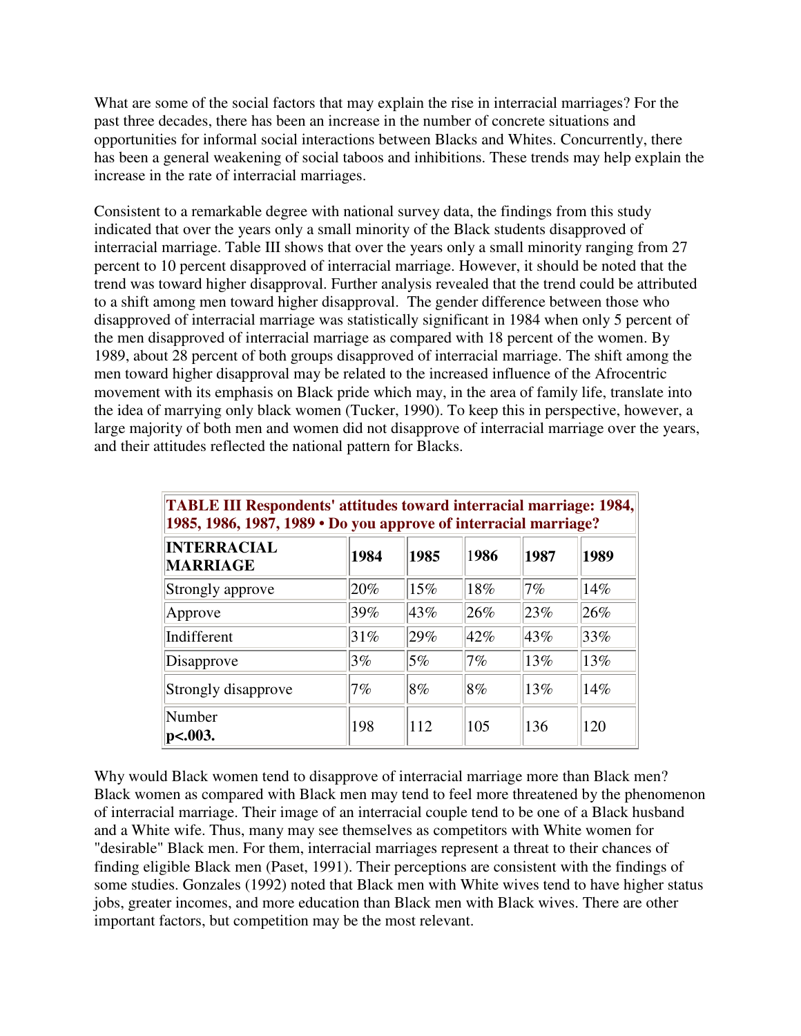What are some of the social factors that may explain the rise in interracial marriages? For the past three decades, there has been an increase in the number of concrete situations and opportunities for informal social interactions between Blacks and Whites. Concurrently, there has been a general weakening of social taboos and inhibitions. These trends may help explain the increase in the rate of interracial marriages.

Consistent to a remarkable degree with national survey data, the findings from this study indicated that over the years only a small minority of the Black students disapproved of interracial marriage. Table III shows that over the years only a small minority ranging from 27 percent to 10 percent disapproved of interracial marriage. However, it should be noted that the trend was toward higher disapproval. Further analysis revealed that the trend could be attributed to a shift among men toward higher disapproval. The gender difference between those who disapproved of interracial marriage was statistically significant in 1984 when only 5 percent of the men disapproved of interracial marriage as compared with 18 percent of the women. By 1989, about 28 percent of both groups disapproved of interracial marriage. The shift among the men toward higher disapproval may be related to the increased influence of the Afrocentric movement with its emphasis on Black pride which may, in the area of family life, translate into the idea of marrying only black women (Tucker, 1990). To keep this in perspective, however, a large majority of both men and women did not disapprove of interracial marriage over the years, and their attitudes reflected the national pattern for Blacks.

**TABLE III Respondents' attitudes toward interracial marriage: 1984, 1985, 1986, 1987, 1989 • Do you approve of interracial marriage?**

| INTERRACIAL MARRIAGE | 1984 | 1985 | 1986 | 1987 | 1989 |
|---|---|---|---|---|---|
| Strongly approve | 20% | 15% | 18% | 7% | 14% |
| Approve | 39% | 43% | 26% | 23% | 26% |
| Indifferent | 31% | 29% | 42% | 43% | 33% |
| Disapprove | 3% | 5% | 7% | 13% | 13% |
| Strongly disapprove | 7% | 8% | 8% | 13% | 14% |
| Number **$p<.003$.** | 198 | 112 | 105 | 136 | 120 |

Why would Black women tend to disapprove of interracial marriage more than Black men? Black women as compared with Black men may tend to feel more threatened by the phenomenon of interracial marriage. Their image of an interracial couple tend to be one of a Black husband and a White wife. Thus, many may see themselves as competitors with White women for "desirable" Black men. For them, interracial marriages represent a threat to their chances of finding eligible Black men (Paset, 1991). Their perceptions are consistent with the findings of some studies. Gonzales (1992) noted that Black men with White wives tend to have higher status jobs, greater incomes, and more education than Black men with Black wives. There are other important factors, but competition may be the most relevant.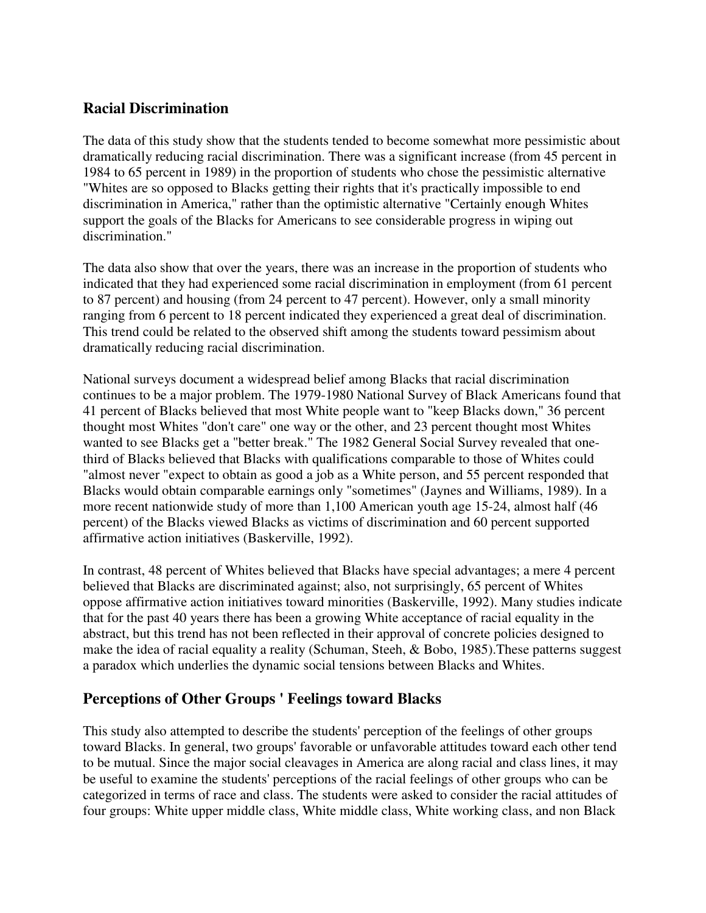## Racial Discrimination

The data of this study show that the students tended to become somewhat more pessimistic about dramatically reducing racial discrimination. There was a significant increase (from 45 percent in 1984 to 65 percent in 1989) in the proportion of students who chose the pessimistic alternative "Whites are so opposed to Blacks getting their rights that it's practically impossible to end discrimination in America," rather than the optimistic alternative "Certainly enough Whites support the goals of the Blacks for Americans to see considerable progress in wiping out discrimination."

The data also show that over the years, there was an increase in the proportion of students who indicated that they had experienced some racial discrimination in employment (from 61 percent to 87 percent) and housing (from 24 percent to 47 percent). However, only a small minority ranging from 6 percent to 18 percent indicated they experienced a great deal of discrimination. This trend could be related to the observed shift among the students toward pessimism about dramatically reducing racial discrimination.

National surveys document a widespread belief among Blacks that racial discrimination continues to be a major problem. The 1979-1980 National Survey of Black Americans found that 41 percent of Blacks believed that most White people want to "keep Blacks down," 36 percent thought most Whites "don't care" one way or the other, and 23 percent thought most Whites wanted to see Blacks get a "better break." The 1982 General Social Survey revealed that one-third of Blacks believed that Blacks with qualifications comparable to those of Whites could "almost never "expect to obtain as good a job as a White person, and 55 percent responded that Blacks would obtain comparable earnings only "sometimes" (Jaynes and Williams, 1989). In a more recent nationwide study of more than 1,100 American youth age 15-24, almost half (46 percent) of the Blacks viewed Blacks as victims of discrimination and 60 percent supported affirmative action initiatives (Baskerville, 1992).

In contrast, 48 percent of Whites believed that Blacks have special advantages; a mere 4 percent believed that Blacks are discriminated against; also, not surprisingly, 65 percent of Whites oppose affirmative action initiatives toward minorities (Baskerville, 1992). Many studies indicate that for the past 40 years there has been a growing White acceptance of racial equality in the abstract, but this trend has not been reflected in their approval of concrete policies designed to make the idea of racial equality a reality (Schuman, Steeh, & Bobo, 1985).These patterns suggest a paradox which underlies the dynamic social tensions between Blacks and Whites.

## Perceptions of Other Groups ' Feelings toward Blacks

This study also attempted to describe the students' perception of the feelings of other groups toward Blacks. In general, two groups' favorable or unfavorable attitudes toward each other tend to be mutual. Since the major social cleavages in America are along racial and class lines, it may be useful to examine the students' perceptions of the racial feelings of other groups who can be categorized in terms of race and class. The students were asked to consider the racial attitudes of four groups: White upper middle class, White middle class, White working class, and non Black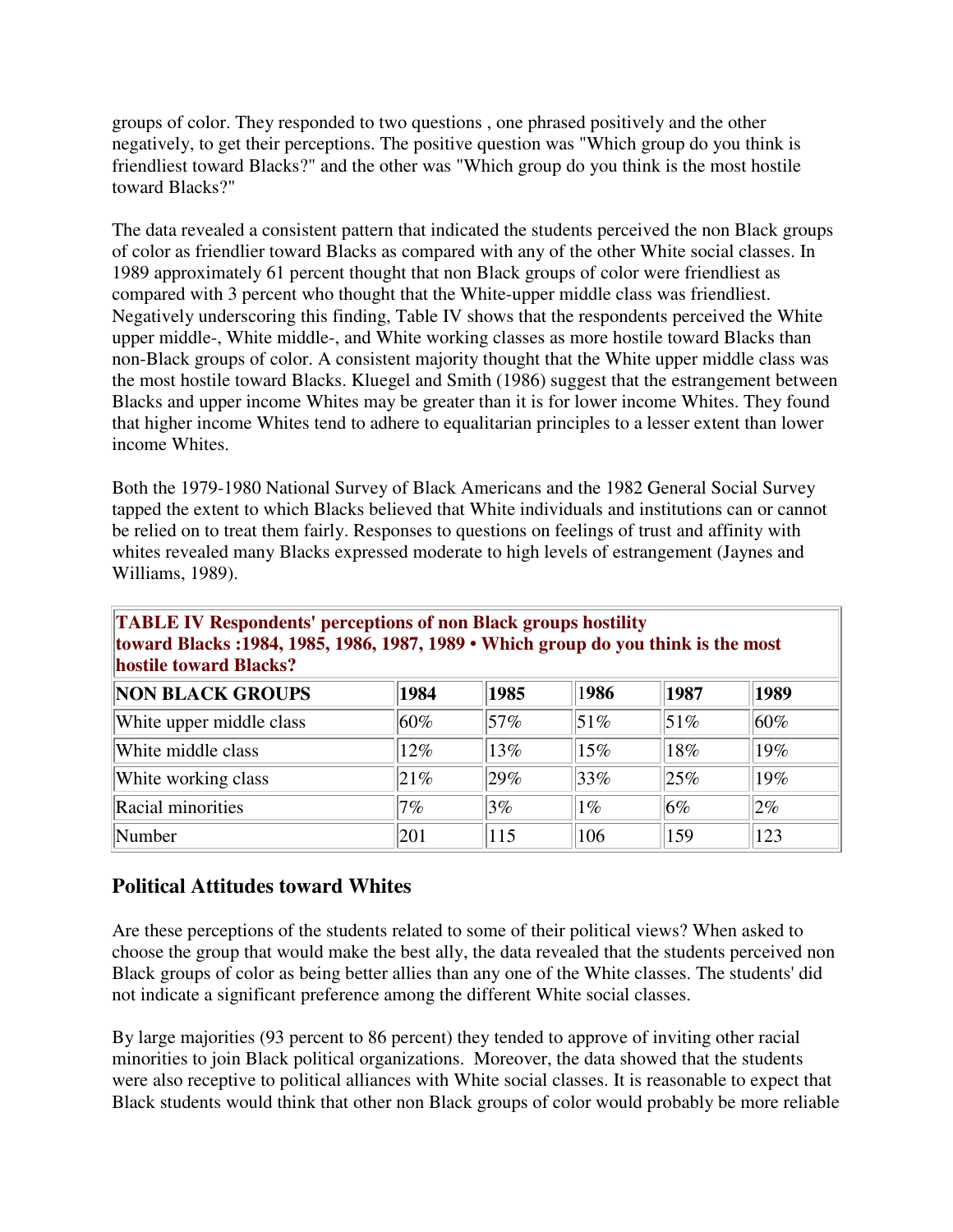groups of color. They responded to two questions , one phrased positively and the other negatively, to get their perceptions. The positive question was "Which group do you think is friendliest toward Blacks?" and the other was "Which group do you think is the most hostile toward Blacks?"

The data revealed a consistent pattern that indicated the students perceived the non Black groups of color as friendlier toward Blacks as compared with any of the other White social classes. In 1989 approximately 61 percent thought that non Black groups of color were friendliest as compared with 3 percent who thought that the White-upper middle class was friendliest. Negatively underscoring this finding, Table IV shows that the respondents perceived the White upper middle-, White middle-, and White working classes as more hostile toward Blacks than non-Black groups of color. A consistent majority thought that the White upper middle class was the most hostile toward Blacks. Kluegel and Smith (1986) suggest that the estrangement between Blacks and upper income Whites may be greater than it is for lower income Whites. They found that higher income Whites tend to adhere to equalitarian principles to a lesser extent than lower income Whites.

Both the 1979-1980 National Survey of Black Americans and the 1982 General Social Survey tapped the extent to which Blacks believed that White individuals and institutions can or cannot be relied on to treat them fairly. Responses to questions on feelings of trust and affinity with whites revealed many Blacks expressed moderate to high levels of estrangement (Jaynes and Williams, 1989).

**TABLE IV Respondents' perceptions of non Black groups hostility toward Blacks :1984, 1985, 1986, 1987, 1989 • Which group do you think is the most hostile toward Blacks?**

| NON BLACK GROUPS | 1984 | 1985 | 1986 | 1987 | 1989 |
|---|---|---|---|---|---|
| White upper middle class | 60% | 57% | 51% | 51% | 60% |
| White middle class | 12% | 13% | 15% | 18% | 19% |
| White working class | 21% | 29% | 33% | 25% | 19% |
| Racial minorities | 7% | 3% | 1% | 6% | 2% |
| Number | 201 | 115 | 106 | 159 | 123 |

## Political Attitudes toward Whites

Are these perceptions of the students related to some of their political views? When asked to choose the group that would make the best ally, the data revealed that the students perceived non Black groups of color as being better allies than any one of the White classes. The students' did not indicate a significant preference among the different White social classes.

By large majorities (93 percent to 86 percent) they tended to approve of inviting other racial minorities to join Black political organizations. Moreover, the data showed that the students were also receptive to political alliances with White social classes. It is reasonable to expect that Black students would think that other non Black groups of color would probably be more reliable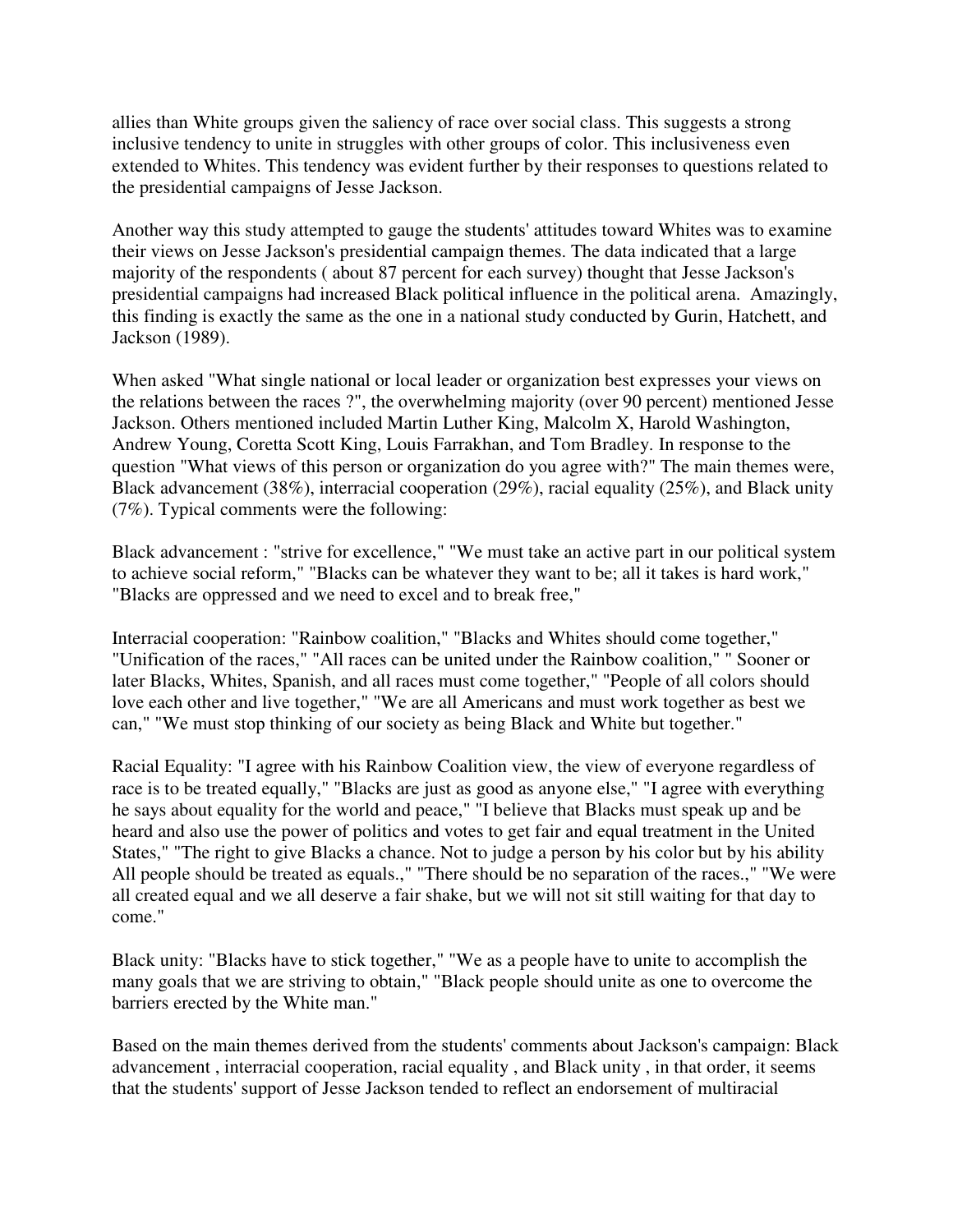allies than White groups given the saliency of race over social class. This suggests a strong inclusive tendency to unite in struggles with other groups of color. This inclusiveness even extended to Whites. This tendency was evident further by their responses to questions related to the presidential campaigns of Jesse Jackson.

Another way this study attempted to gauge the students' attitudes toward Whites was to examine their views on Jesse Jackson's presidential campaign themes. The data indicated that a large majority of the respondents ( about 87 percent for each survey) thought that Jesse Jackson's presidential campaigns had increased Black political influence in the political arena. Amazingly, this finding is exactly the same as the one in a national study conducted by Gurin, Hatchett, and Jackson (1989).

When asked "What single national or local leader or organization best expresses your views on the relations between the races ?", the overwhelming majority (over 90 percent) mentioned Jesse Jackson. Others mentioned included Martin Luther King, Malcolm X, Harold Washington, Andrew Young, Coretta Scott King, Louis Farrakhan, and Tom Bradley. In response to the question "What views of this person or organization do you agree with?" The main themes were, Black advancement (38%), interracial cooperation (29%), racial equality (25%), and Black unity (7%). Typical comments were the following:

Black advancement : "strive for excellence," "We must take an active part in our political system to achieve social reform," "Blacks can be whatever they want to be; all it takes is hard work," "Blacks are oppressed and we need to excel and to break free,"

Interracial cooperation: "Rainbow coalition," "Blacks and Whites should come together," "Unification of the races," "All races can be united under the Rainbow coalition," " Sooner or later Blacks, Whites, Spanish, and all races must come together," "People of all colors should love each other and live together," "We are all Americans and must work together as best we can," "We must stop thinking of our society as being Black and White but together."

Racial Equality: "I agree with his Rainbow Coalition view, the view of everyone regardless of race is to be treated equally," "Blacks are just as good as anyone else," "I agree with everything he says about equality for the world and peace," "I believe that Blacks must speak up and be heard and also use the power of politics and votes to get fair and equal treatment in the United States," "The right to give Blacks a chance. Not to judge a person by his color but by his ability All people should be treated as equals.," "There should be no separation of the races.," "We were all created equal and we all deserve a fair shake, but we will not sit still waiting for that day to come."

Black unity: "Blacks have to stick together," "We as a people have to unite to accomplish the many goals that we are striving to obtain," "Black people should unite as one to overcome the barriers erected by the White man."

Based on the main themes derived from the students' comments about Jackson's campaign: Black advancement , interracial cooperation, racial equality , and Black unity , in that order, it seems that the students' support of Jesse Jackson tended to reflect an endorsement of multiracial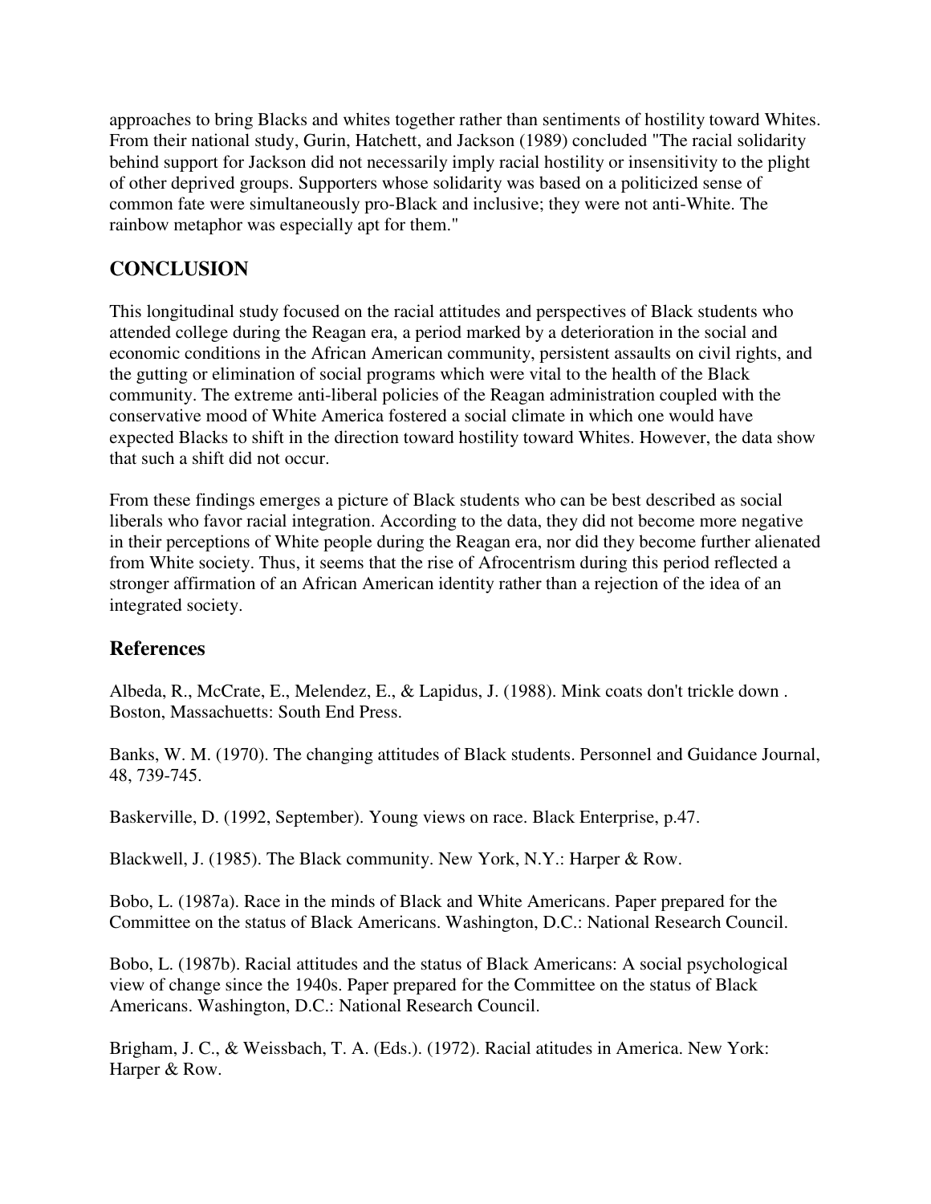approaches to bring Blacks and whites together rather than sentiments of hostility toward Whites. From their national study, Gurin, Hatchett, and Jackson (1989) concluded "The racial solidarity behind support for Jackson did not necessarily imply racial hostility or insensitivity to the plight of other deprived groups. Supporters whose solidarity was based on a politicized sense of common fate were simultaneously pro-Black and inclusive; they were not anti-White. The rainbow metaphor was especially apt for them."

## CONCLUSION

This longitudinal study focused on the racial attitudes and perspectives of Black students who attended college during the Reagan era, a period marked by a deterioration in the social and economic conditions in the African American community, persistent assaults on civil rights, and the gutting or elimination of social programs which were vital to the health of the Black community. The extreme anti-liberal policies of the Reagan administration coupled with the conservative mood of White America fostered a social climate in which one would have expected Blacks to shift in the direction toward hostility toward Whites. However, the data show that such a shift did not occur.

From these findings emerges a picture of Black students who can be best described as social liberals who favor racial integration. According to the data, they did not become more negative in their perceptions of White people during the Reagan era, nor did they become further alienated from White society. Thus, it seems that the rise of Afrocentrism during this period reflected a stronger affirmation of an African American identity rather than a rejection of the idea of an integrated society.

## References

Albeda, R., McCrate, E., Melendez, E., & Lapidus, J. (1988). Mink coats don't trickle down . Boston, Massachuetts: South End Press.

Banks, W. M. (1970). The changing attitudes of Black students. Personnel and Guidance Journal, 48, 739-745.

Baskerville, D. (1992, September). Young views on race. Black Enterprise, p.47.

Blackwell, J. (1985). The Black community. New York, N.Y.: Harper & Row.

Bobo, L. (1987a). Race in the minds of Black and White Americans. Paper prepared for the Committee on the status of Black Americans. Washington, D.C.: National Research Council.

Bobo, L. (1987b). Racial attitudes and the status of Black Americans: A social psychological view of change since the 1940s. Paper prepared for the Committee on the status of Black Americans. Washington, D.C.: National Research Council.

Brigham, J. C., & Weissbach, T. A. (Eds.). (1972). Racial atitudes in America. New York: Harper & Row.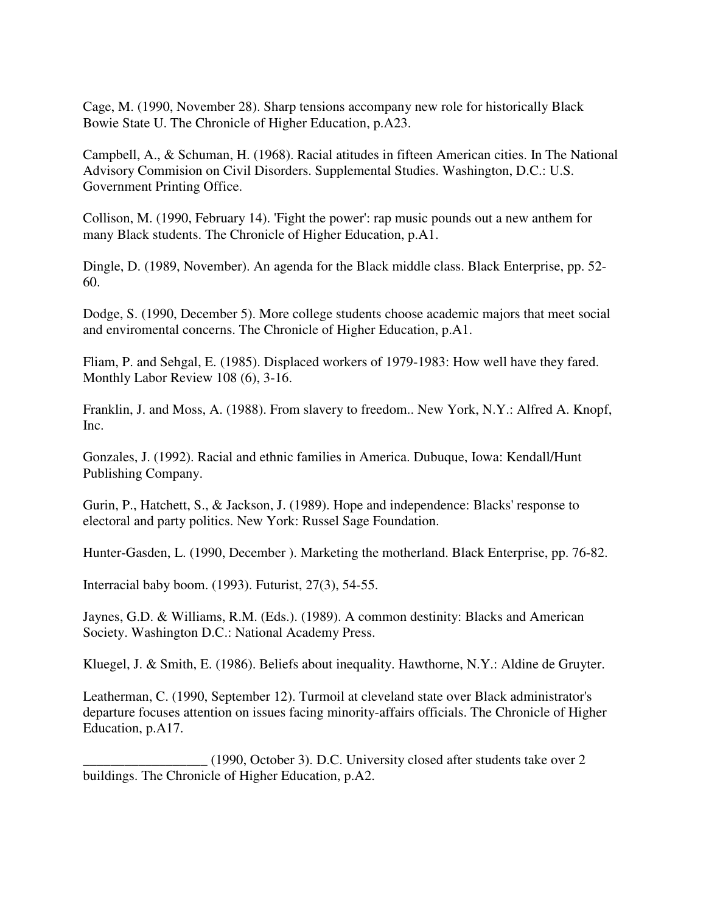Cage, M. (1990, November 28). Sharp tensions accompany new role for historically Black Bowie State U. The Chronicle of Higher Education, p.A23.

Campbell, A., & Schuman, H. (1968). Racial atitudes in fifteen American cities. In The National Advisory Commision on Civil Disorders. Supplemental Studies. Washington, D.C.: U.S. Government Printing Office.

Collison, M. (1990, February 14). 'Fight the power': rap music pounds out a new anthem for many Black students. The Chronicle of Higher Education, p.A1.

Dingle, D. (1989, November). An agenda for the Black middle class. Black Enterprise, pp. 52-60.

Dodge, S. (1990, December 5). More college students choose academic majors that meet social and enviromental concerns. The Chronicle of Higher Education, p.A1.

Fliam, P. and Sehgal, E. (1985). Displaced workers of 1979-1983: How well have they fared. Monthly Labor Review 108 (6), 3-16.

Franklin, J. and Moss, A. (1988). From slavery to freedom.. New York, N.Y.: Alfred A. Knopf, Inc.

Gonzales, J. (1992). Racial and ethnic families in America. Dubuque, Iowa: Kendall/Hunt Publishing Company.

Gurin, P., Hatchett, S., & Jackson, J. (1989). Hope and independence: Blacks' response to electoral and party politics. New York: Russel Sage Foundation.

Hunter-Gasden, L. (1990, December ). Marketing the motherland. Black Enterprise, pp. 76-82.

Interracial baby boom. (1993). Futurist, 27(3), 54-55.

Jaynes, G.D. & Williams, R.M. (Eds.). (1989). A common destinity: Blacks and American Society. Washington D.C.: National Academy Press.

Kluegel, J. & Smith, E. (1986). Beliefs about inequality. Hawthorne, N.Y.: Aldine de Gruyter.

Leatherman, C. (1990, September 12). Turmoil at cleveland state over Black administrator's departure focuses attention on issues facing minority-affairs officials. The Chronicle of Higher Education, p.A17.

__________________ (1990, October 3). D.C. University closed after students take over 2 buildings. The Chronicle of Higher Education, p.A2.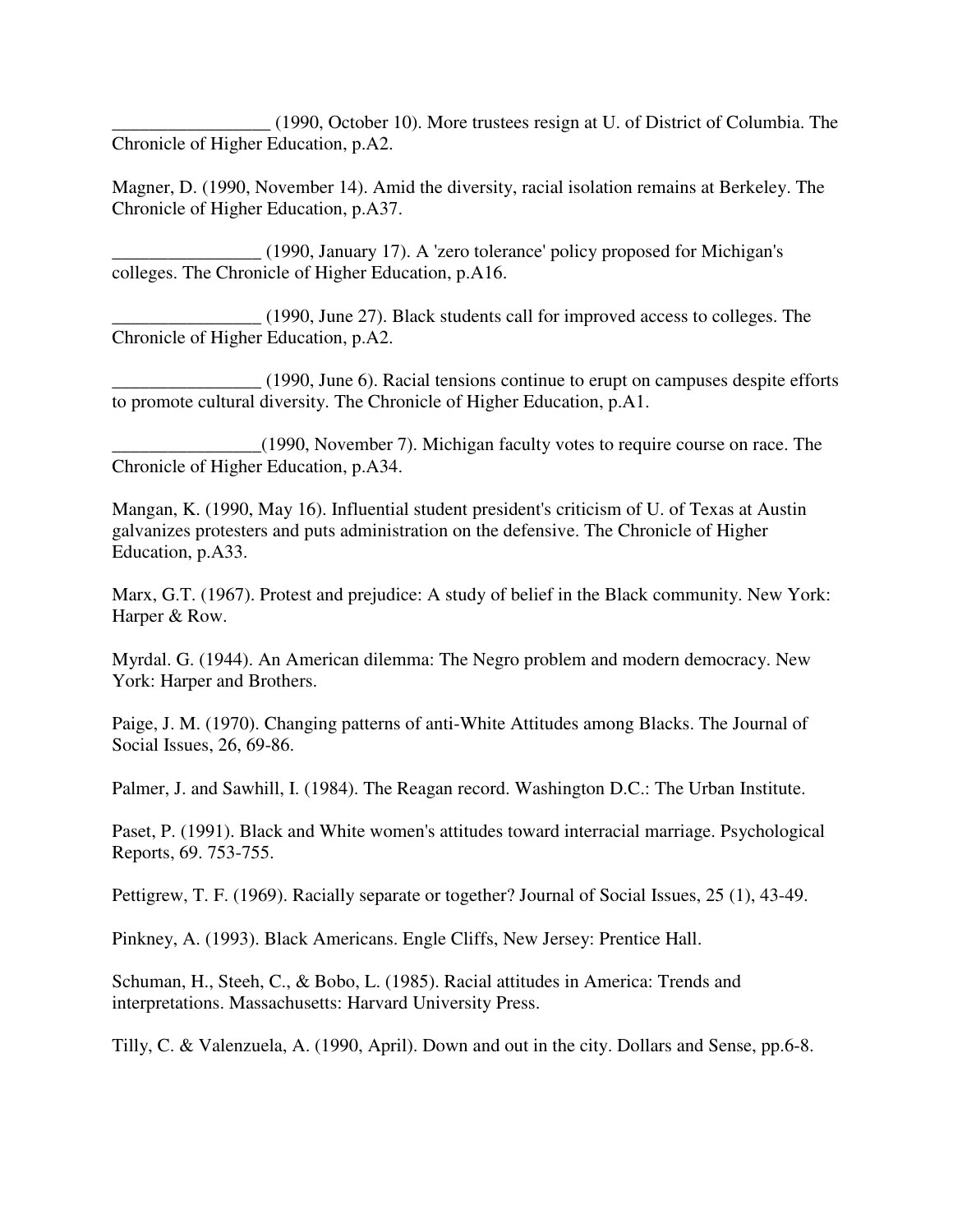_________________ (1990, October 10). More trustees resign at U. of District of Columbia. The Chronicle of Higher Education, p.A2.

Magner, D. (1990, November 14). Amid the diversity, racial isolation remains at Berkeley. The Chronicle of Higher Education, p.A37.

________________ (1990, January 17). A 'zero tolerance' policy proposed for Michigan's colleges. The Chronicle of Higher Education, p.A16.

________________ (1990, June 27). Black students call for improved access to colleges. The Chronicle of Higher Education, p.A2.

________________ (1990, June 6). Racial tensions continue to erupt on campuses despite efforts to promote cultural diversity. The Chronicle of Higher Education, p.A1.

________________(1990, November 7). Michigan faculty votes to require course on race. The Chronicle of Higher Education, p.A34.

Mangan, K. (1990, May 16). Influential student president's criticism of U. of Texas at Austin galvanizes protesters and puts administration on the defensive. The Chronicle of Higher Education, p.A33.

Marx, G.T. (1967). Protest and prejudice: A study of belief in the Black community. New York: Harper & Row.

Myrdal. G. (1944). An American dilemma: The Negro problem and modern democracy. New York: Harper and Brothers.

Paige, J. M. (1970). Changing patterns of anti-White Attitudes among Blacks. The Journal of Social Issues, 26, 69-86.

Palmer, J. and Sawhill, I. (1984). The Reagan record. Washington D.C.: The Urban Institute.

Paset, P. (1991). Black and White women's attitudes toward interracial marriage. Psychological Reports, 69. 753-755.

Pettigrew, T. F. (1969). Racially separate or together? Journal of Social Issues, 25 (1), 43-49.

Pinkney, A. (1993). Black Americans. Engle Cliffs, New Jersey: Prentice Hall.

Schuman, H., Steeh, C., & Bobo, L. (1985). Racial attitudes in America: Trends and interpretations. Massachusetts: Harvard University Press.

Tilly, C. & Valenzuela, A. (1990, April). Down and out in the city. Dollars and Sense, pp.6-8.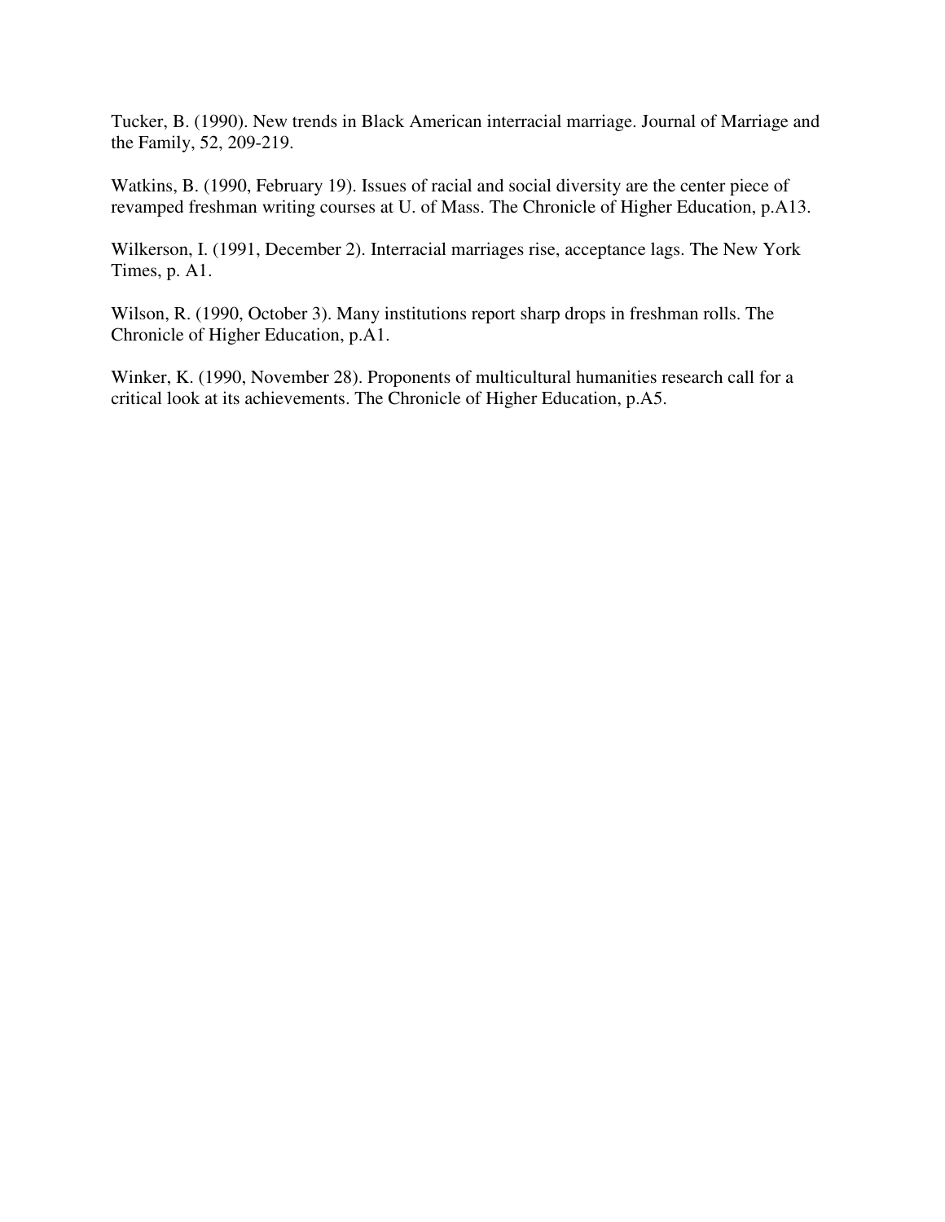Tucker, B. (1990). New trends in Black American interracial marriage. Journal of Marriage and the Family, 52, 209-219.

Watkins, B. (1990, February 19). Issues of racial and social diversity are the center piece of revamped freshman writing courses at U. of Mass. The Chronicle of Higher Education, p.A13.

Wilkerson, I. (1991, December 2). Interracial marriages rise, acceptance lags. The New York Times, p. A1.

Wilson, R. (1990, October 3). Many institutions report sharp drops in freshman rolls. The Chronicle of Higher Education, p.A1.

Winker, K. (1990, November 28). Proponents of multicultural humanities research call for a critical look at its achievements. The Chronicle of Higher Education, p.A5.